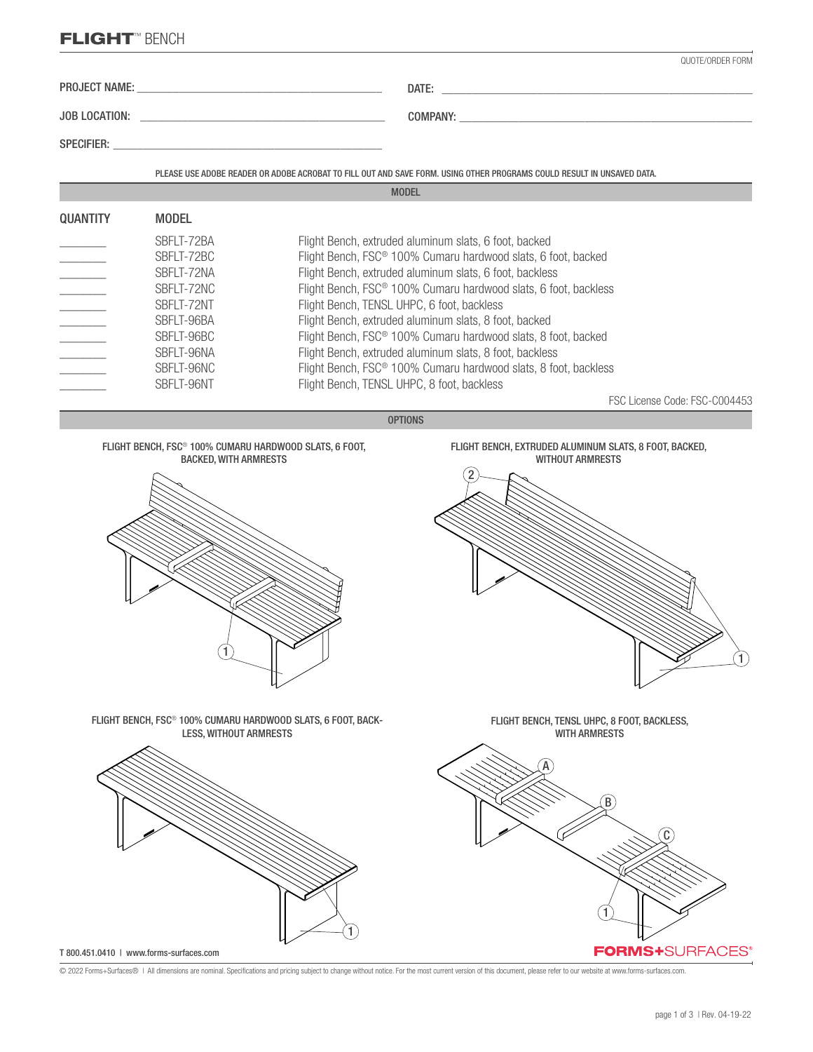# FLIGHT™ BENCH

QUOTE/ORDER FORM

PROJECT NAME: ________________________________ DATE: ________________________________

JOB LOCATION: ________________________________ COMPANY: ________________________________

SPECIFIER: ________________________________

PLEASE USE ADOBE READER OR ADOBE ACROBAT TO FILL OUT AND SAVE FORM. USING OTHER PROGRAMS COULD RESULT IN UNSAVED DATA.

## MODEL

| QUANTITY | MODEL | |
|---|---|---|
| ______ | SBFLT-72BA | Flight Bench, extruded aluminum slats, 6 foot, backed |
| ______ | SBFLT-72BC | Flight Bench, FSC® 100% Cumaru hardwood slats, 6 foot, backed |
| ______ | SBFLT-72NA | Flight Bench, extruded aluminum slats, 6 foot, backless |
| ______ | SBFLT-72NC | Flight Bench, FSC® 100% Cumaru hardwood slats, 6 foot, backless |
| ______ | SBFLT-72NT | Flight Bench, TENSL UHPC, 6 foot, backless |
| ______ | SBFLT-96BA | Flight Bench, extruded aluminum slats, 8 foot, backed |
| ______ | SBFLT-96BC | Flight Bench, FSC® 100% Cumaru hardwood slats, 8 foot, backed |
| ______ | SBFLT-96NA | Flight Bench, extruded aluminum slats, 8 foot, backless |
| ______ | SBFLT-96NC | Flight Bench, FSC® 100% Cumaru hardwood slats, 8 foot, backless |
| ______ | SBFLT-96NT | Flight Bench, TENSL UHPC, 8 foot, backless |

FSC License Code: FSC-C004453

## OPTIONS

FLIGHT BENCH, FSC® 100% CUMARU HARDWOOD SLATS, 6 FOOT, BACKED, WITH ARMRESTS

1

FLIGHT BENCH, EXTRUDED ALUMINUM SLATS, 8 FOOT, BACKED, WITHOUT ARMRESTS

2

1

FLIGHT BENCH, FSC® 100% CUMARU HARDWOOD SLATS, 6 FOOT, BACKLESS, WITHOUT ARMRESTS

1

FLIGHT BENCH, TENSL UHPC, 8 FOOT, BACKLESS, WITH ARMRESTS

A

B

C

1

T 800.451.0410 | www.forms-surfaces.com

FORMS+SURFACES®

© 2022 Forms+Surfaces® | All dimensions are nominal. Specifications and pricing subject to change without notice. For the most current version of this document, please refer to our website at www.forms-surfaces.com.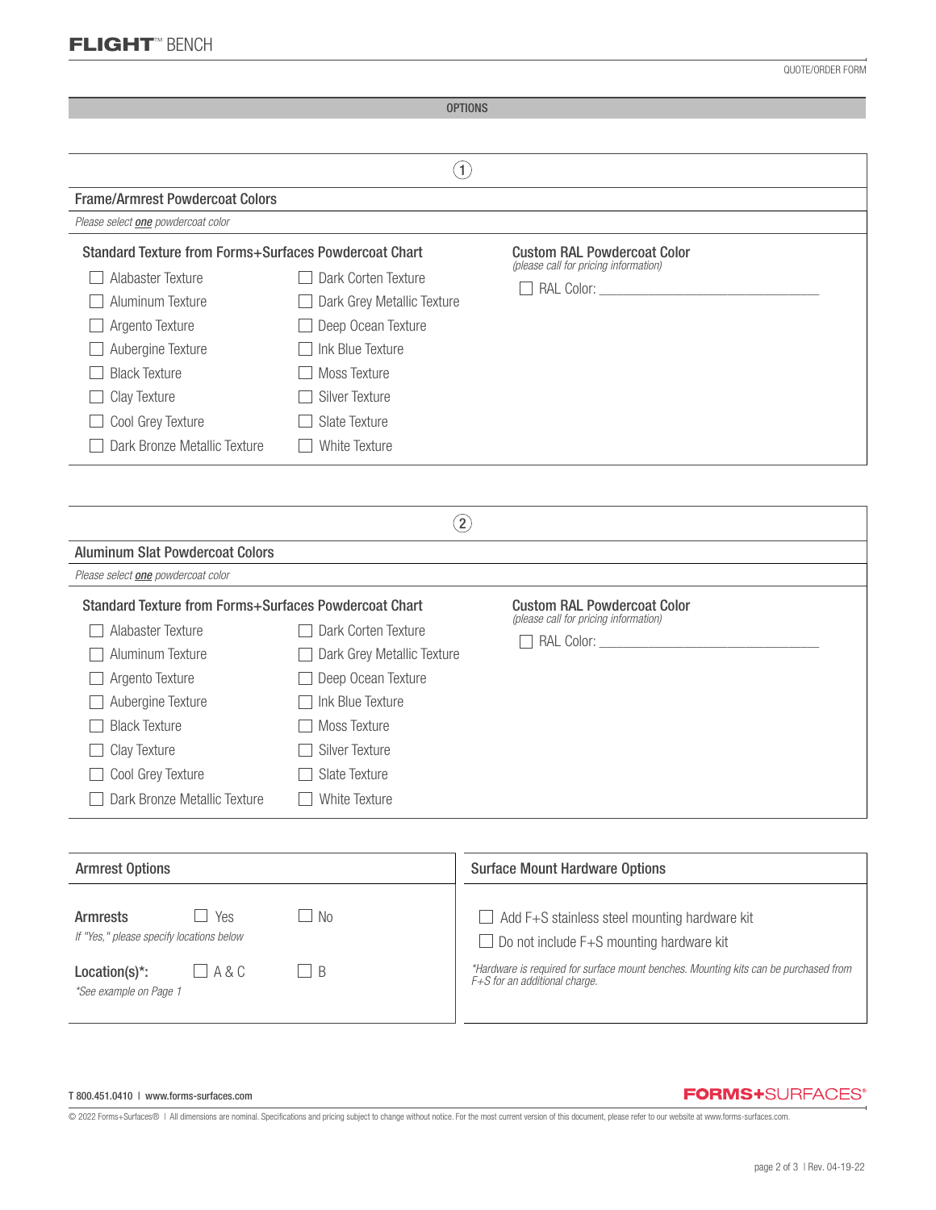QUOTE/ORDER FORM

## OPTIONS

### 1

### Frame/Armrest Powdercoat Colors

*Please select **one** powdercoat color*

**Standard Texture from Forms+Surfaces Powdercoat Chart**

- ☐ Alabaster Texture
- ☐ Aluminum Texture
- ☐ Argento Texture
- ☐ Aubergine Texture
- ☐ Black Texture
- ☐ Clay Texture
- ☐ Cool Grey Texture
- ☐ Dark Bronze Metallic Texture
- ☐ Dark Corten Texture
- ☐ Dark Grey Metallic Texture
- ☐ Deep Ocean Texture
- ☐ Ink Blue Texture
- ☐ Moss Texture
- ☐ Silver Texture
- ☐ Slate Texture
- ☐ White Texture

**Custom RAL Powdercoat Color**
*(please call for pricing information)*

- ☐ RAL Color: ______________________________

### 2

### Aluminum Slat Powdercoat Colors

*Please select **one** powdercoat color*

**Standard Texture from Forms+Surfaces Powdercoat Chart**

- ☐ Alabaster Texture
- ☐ Aluminum Texture
- ☐ Argento Texture
- ☐ Aubergine Texture
- ☐ Black Texture
- ☐ Clay Texture
- ☐ Cool Grey Texture
- ☐ Dark Bronze Metallic Texture
- ☐ Dark Corten Texture
- ☐ Dark Grey Metallic Texture
- ☐ Deep Ocean Texture
- ☐ Ink Blue Texture
- ☐ Moss Texture
- ☐ Silver Texture
- ☐ Slate Texture
- ☐ White Texture

**Custom RAL Powdercoat Color**
*(please call for pricing information)*

- ☐ RAL Color: ______________________________

### Armrest Options

**Armrests** ☐ Yes ☐ No
*If "Yes," please specify locations below*

**Location(s)*:** ☐ A & C ☐ B
*\*See example on Page 1*

### Surface Mount Hardware Options

- ☐ Add F+S stainless steel mounting hardware kit
- ☐ Do not include F+S mounting hardware kit

*\*Hardware is required for surface mount benches. Mounting kits can be purchased from F+S for an additional charge.*

T 800.451.0410 | www.forms-surfaces.com

FORMS+SURFACES®

© 2022 Forms+Surfaces® | All dimensions are nominal. Specifications and pricing subject to change without notice. For the most current version of this document, please refer to our website at www.forms-surfaces.com.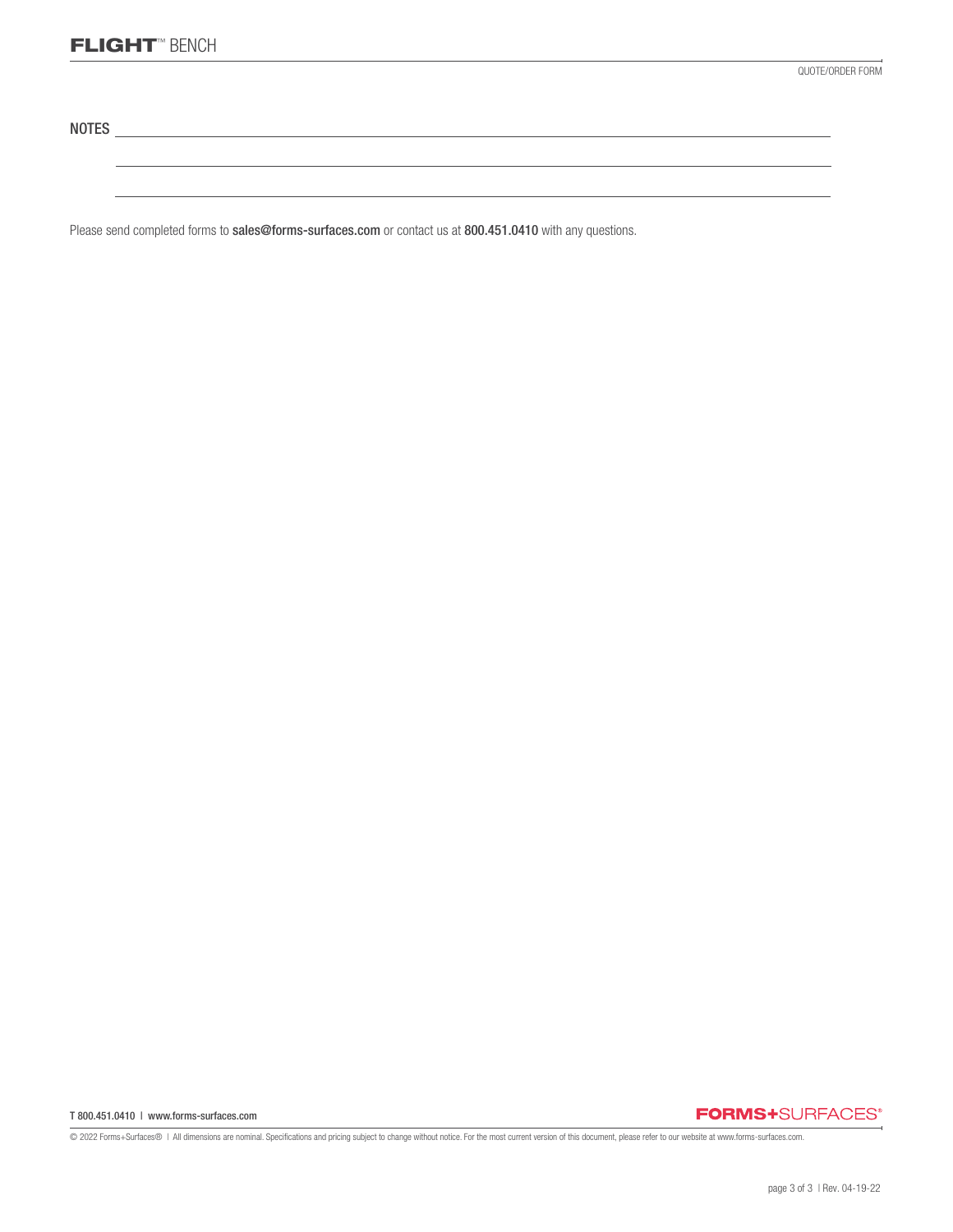NOTES ______________________________________________

______________________________________________

______________________________________________

Please send completed forms to **sales@forms-surfaces.com** or contact us at **800.451.0410** with any questions.

© 2022 Forms+Surfaces® | All dimensions are nominal. Specifications and pricing subject to change without notice. For the most current version of this document, please refer to our website at www.forms-surfaces.com.